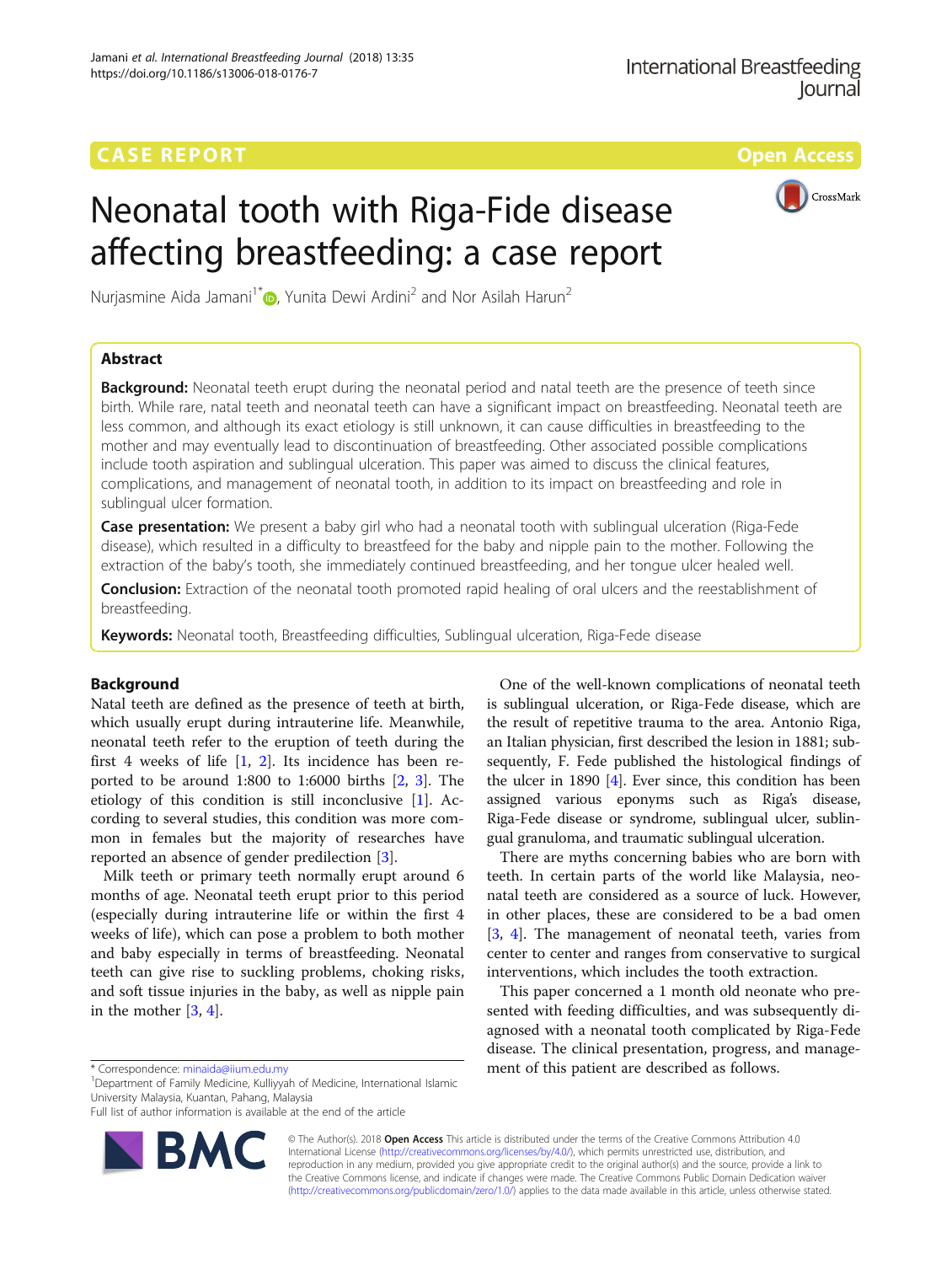CASE REPORT

Open Access

# Neonatal tooth with Riga-Fide disease affecting breastfeeding: a case report

Nurjasmine Aida Jamani[1*], Yunita Dewi Ardini[2] and Nor Asilah Harun[2]

## Abstract

**Background:** Neonatal teeth erupt during the neonatal period and natal teeth are the presence of teeth since birth. While rare, natal teeth and neonatal teeth can have a significant impact on breastfeeding. Neonatal teeth are less common, and although its exact etiology is still unknown, it can cause difficulties in breastfeeding to the mother and may eventually lead to discontinuation of breastfeeding. Other associated possible complications include tooth aspiration and sublingual ulceration. This paper was aimed to discuss the clinical features, complications, and management of neonatal tooth, in addition to its impact on breastfeeding and role in sublingual ulcer formation.

**Case presentation:** We present a baby girl who had a neonatal tooth with sublingual ulceration (Riga-Fede disease), which resulted in a difficulty to breastfeed for the baby and nipple pain to the mother. Following the extraction of the baby's tooth, she immediately continued breastfeeding, and her tongue ulcer healed well.

**Conclusion:** Extraction of the neonatal tooth promoted rapid healing of oral ulcers and the reestablishment of breastfeeding.

**Keywords:** Neonatal tooth, Breastfeeding difficulties, Sublingual ulceration, Riga-Fede disease

## Background

Natal teeth are defined as the presence of teeth at birth, which usually erupt during intrauterine life. Meanwhile, neonatal teeth refer to the eruption of teeth during the first 4 weeks of life [1, 2]. Its incidence has been reported to be around 1:800 to 1:6000 births [2, 3]. The etiology of this condition is still inconclusive [1]. According to several studies, this condition was more common in females but the majority of researches have reported an absence of gender predilection [3].

Milk teeth or primary teeth normally erupt around 6 months of age. Neonatal teeth erupt prior to this period (especially during intrauterine life or within the first 4 weeks of life), which can pose a problem to both mother and baby especially in terms of breastfeeding. Neonatal teeth can give rise to suckling problems, choking risks, and soft tissue injuries in the baby, as well as nipple pain in the mother [3, 4].

One of the well-known complications of neonatal teeth is sublingual ulceration, or Riga-Fede disease, which are the result of repetitive trauma to the area. Antonio Riga, an Italian physician, first described the lesion in 1881; subsequently, F. Fede published the histological findings of the ulcer in 1890 [4]. Ever since, this condition has been assigned various eponyms such as Riga's disease, Riga-Fede disease or syndrome, sublingual ulcer, sublingual granuloma, and traumatic sublingual ulceration.

There are myths concerning babies who are born with teeth. In certain parts of the world like Malaysia, neonatal teeth are considered as a source of luck. However, in other places, these are considered to be a bad omen [3, 4]. The management of neonatal teeth, varies from center to center and ranges from conservative to surgical interventions, which includes the tooth extraction.

This paper concerned a 1 month old neonate who presented with feeding difficulties, and was subsequently diagnosed with a neonatal tooth complicated by Riga-Fede disease. The clinical presentation, progress, and management of this patient are described as follows.

* Correspondence: minaida@iium.edu.my
[1]Department of Family Medicine, Kulliyyah of Medicine, International Islamic University Malaysia, Kuantan, Pahang, Malaysia
Full list of author information is available at the end of the article

© The Author(s). 2018 **Open Access** This article is distributed under the terms of the Creative Commons Attribution 4.0 International License (http://creativecommons.org/licenses/by/4.0/), which permits unrestricted use, distribution, and reproduction in any medium, provided you give appropriate credit to the original author(s) and the source, provide a link to the Creative Commons license, and indicate if changes were made. The Creative Commons Public Domain Dedication waiver (http://creativecommons.org/publicdomain/zero/1.0/) applies to the data made available in this article, unless otherwise stated.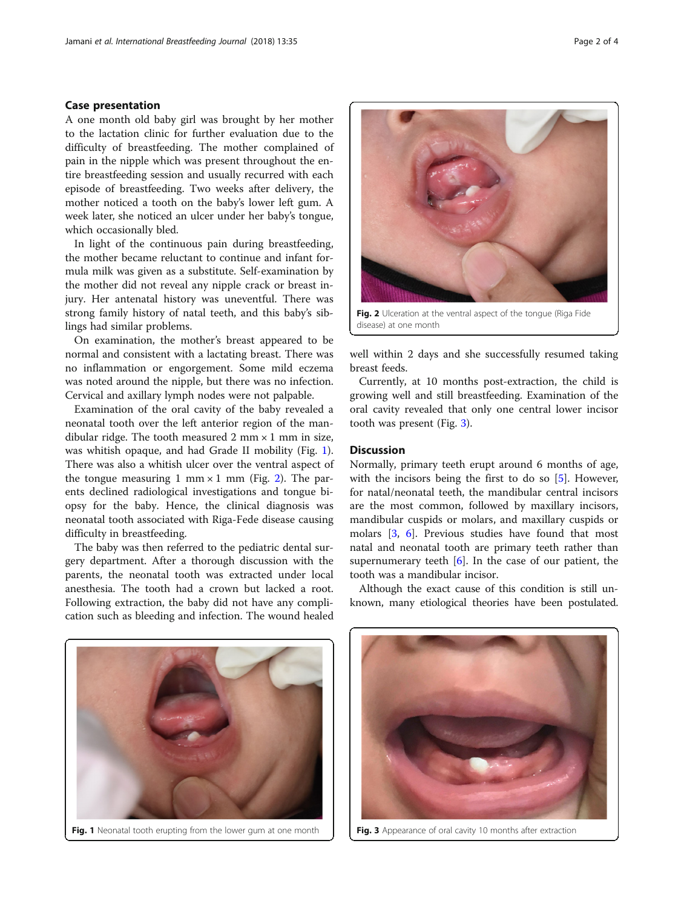## Case presentation

A one month old baby girl was brought by her mother to the lactation clinic for further evaluation due to the difficulty of breastfeeding. The mother complained of pain in the nipple which was present throughout the entire breastfeeding session and usually recurred with each episode of breastfeeding. Two weeks after delivery, the mother noticed a tooth on the baby's lower left gum. A week later, she noticed an ulcer under her baby's tongue, which occasionally bled.

In light of the continuous pain during breastfeeding, the mother became reluctant to continue and infant formula milk was given as a substitute. Self-examination by the mother did not reveal any nipple crack or breast injury. Her antenatal history was uneventful. There was strong family history of natal teeth, and this baby's siblings had similar problems.

On examination, the mother's breast appeared to be normal and consistent with a lactating breast. There was no inflammation or engorgement. Some mild eczema was noted around the nipple, but there was no infection. Cervical and axillary lymph nodes were not palpable.

Examination of the oral cavity of the baby revealed a neonatal tooth over the left anterior region of the mandibular ridge. The tooth measured 2 mm × 1 mm in size, was whitish opaque, and had Grade II mobility (Fig. 1). There was also a whitish ulcer over the ventral aspect of the tongue measuring 1 mm × 1 mm (Fig. 2). The parents declined radiological investigations and tongue biopsy for the baby. Hence, the clinical diagnosis was neonatal tooth associated with Riga-Fede disease causing difficulty in breastfeeding.

The baby was then referred to the pediatric dental surgery department. After a thorough discussion with the parents, the neonatal tooth was extracted under local anesthesia. The tooth had a crown but lacked a root. Following extraction, the baby did not have any complication such as bleeding and infection. The wound healed well within 2 days and she successfully resumed taking breast feeds.

Currently, at 10 months post-extraction, the child is growing well and still breastfeeding. Examination of the oral cavity revealed that only one central lower incisor tooth was present (Fig. 3).

**Fig. 1** Neonatal tooth erupting from the lower gum at one month

**Fig. 2** Ulceration at the ventral aspect of the tongue (Riga Fide disease) at one month

**Fig. 3** Appearance of oral cavity 10 months after extraction

## Discussion

Normally, primary teeth erupt around 6 months of age, with the incisors being the first to do so [5]. However, for natal/neonatal teeth, the mandibular central incisors are the most common, followed by maxillary incisors, mandibular cuspids or molars, and maxillary cuspids or molars [3, 6]. Previous studies have found that most natal and neonatal tooth are primary teeth rather than supernumerary teeth [6]. In the case of our patient, the tooth was a mandibular incisor.

Although the exact cause of this condition is still unknown, many etiological theories have been postulated.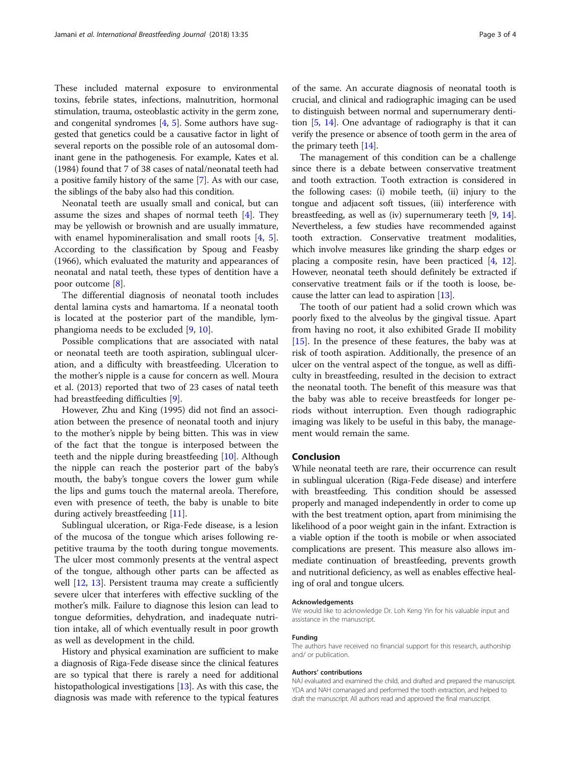These included maternal exposure to environmental toxins, febrile states, infections, malnutrition, hormonal stimulation, trauma, osteoblastic activity in the germ zone, and congenital syndromes [4, 5]. Some authors have suggested that genetics could be a causative factor in light of several reports on the possible role of an autosomal dominant gene in the pathogenesis. For example, Kates et al. (1984) found that 7 of 38 cases of natal/neonatal teeth had a positive family history of the same [7]. As with our case, the siblings of the baby also had this condition.

Neonatal teeth are usually small and conical, but can assume the sizes and shapes of normal teeth [4]. They may be yellowish or brownish and are usually immature, with enamel hypomineralisation and small roots [4, 5]. According to the classification by Spoug and Feasby (1966), which evaluated the maturity and appearances of neonatal and natal teeth, these types of dentition have a poor outcome [8].

The differential diagnosis of neonatal tooth includes dental lamina cysts and hamartoma. If a neonatal tooth is located at the posterior part of the mandible, lymphangioma needs to be excluded [9, 10].

Possible complications that are associated with natal or neonatal teeth are tooth aspiration, sublingual ulceration, and a difficulty with breastfeeding. Ulceration to the mother's nipple is a cause for concern as well. Moura et al. (2013) reported that two of 23 cases of natal teeth had breastfeeding difficulties [9].

However, Zhu and King (1995) did not find an association between the presence of neonatal tooth and injury to the mother's nipple by being bitten. This was in view of the fact that the tongue is interposed between the teeth and the nipple during breastfeeding [10]. Although the nipple can reach the posterior part of the baby's mouth, the baby's tongue covers the lower gum while the lips and gums touch the maternal areola. Therefore, even with presence of teeth, the baby is unable to bite during actively breastfeeding [11].

Sublingual ulceration, or Riga-Fede disease, is a lesion of the mucosa of the tongue which arises following repetitive trauma by the tooth during tongue movements. The ulcer most commonly presents at the ventral aspect of the tongue, although other parts can be affected as well [12, 13]. Persistent trauma may create a sufficiently severe ulcer that interferes with effective suckling of the mother's milk. Failure to diagnose this lesion can lead to tongue deformities, dehydration, and inadequate nutrition intake, all of which eventually result in poor growth as well as development in the child.

History and physical examination are sufficient to make a diagnosis of Riga-Fede disease since the clinical features are so typical that there is rarely a need for additional histopathological investigations [13]. As with this case, the diagnosis was made with reference to the typical features of the same. An accurate diagnosis of neonatal tooth is crucial, and clinical and radiographic imaging can be used to distinguish between normal and supernumerary dentition [5, 14]. One advantage of radiography is that it can verify the presence or absence of tooth germ in the area of the primary teeth [14].

The management of this condition can be a challenge since there is a debate between conservative treatment and tooth extraction. Tooth extraction is considered in the following cases: (i) mobile teeth, (ii) injury to the tongue and adjacent soft tissues, (iii) interference with breastfeeding, as well as (iv) supernumerary teeth [9, 14]. Nevertheless, a few studies have recommended against tooth extraction. Conservative treatment modalities, which involve measures like grinding the sharp edges or placing a composite resin, have been practiced [4, 12]. However, neonatal teeth should definitely be extracted if conservative treatment fails or if the tooth is loose, because the latter can lead to aspiration [13].

The tooth of our patient had a solid crown which was poorly fixed to the alveolus by the gingival tissue. Apart from having no root, it also exhibited Grade II mobility [15]. In the presence of these features, the baby was at risk of tooth aspiration. Additionally, the presence of an ulcer on the ventral aspect of the tongue, as well as difficulty in breastfeeding, resulted in the decision to extract the neonatal tooth. The benefit of this measure was that the baby was able to receive breastfeeds for longer periods without interruption. Even though radiographic imaging was likely to be useful in this baby, the management would remain the same.

## Conclusion

While neonatal teeth are rare, their occurrence can result in sublingual ulceration (Riga-Fede disease) and interfere with breastfeeding. This condition should be assessed properly and managed independently in order to come up with the best treatment option, apart from minimising the likelihood of a poor weight gain in the infant. Extraction is a viable option if the tooth is mobile or when associated complications are present. This measure also allows immediate continuation of breastfeeding, prevents growth and nutritional deficiency, as well as enables effective healing of oral and tongue ulcers.

#### Acknowledgements

We would like to acknowledge Dr. Loh Keng Yin for his valuable input and assistance in the manuscript.

#### Funding

The authors have received no financial support for this research, authorship and/ or publication.

#### Authors' contributions

NAJ evaluated and examined the child, and drafted and prepared the manuscript. YDA and NAH comanaged and performed the tooth extraction, and helped to draft the manuscript. All authors read and approved the final manuscript.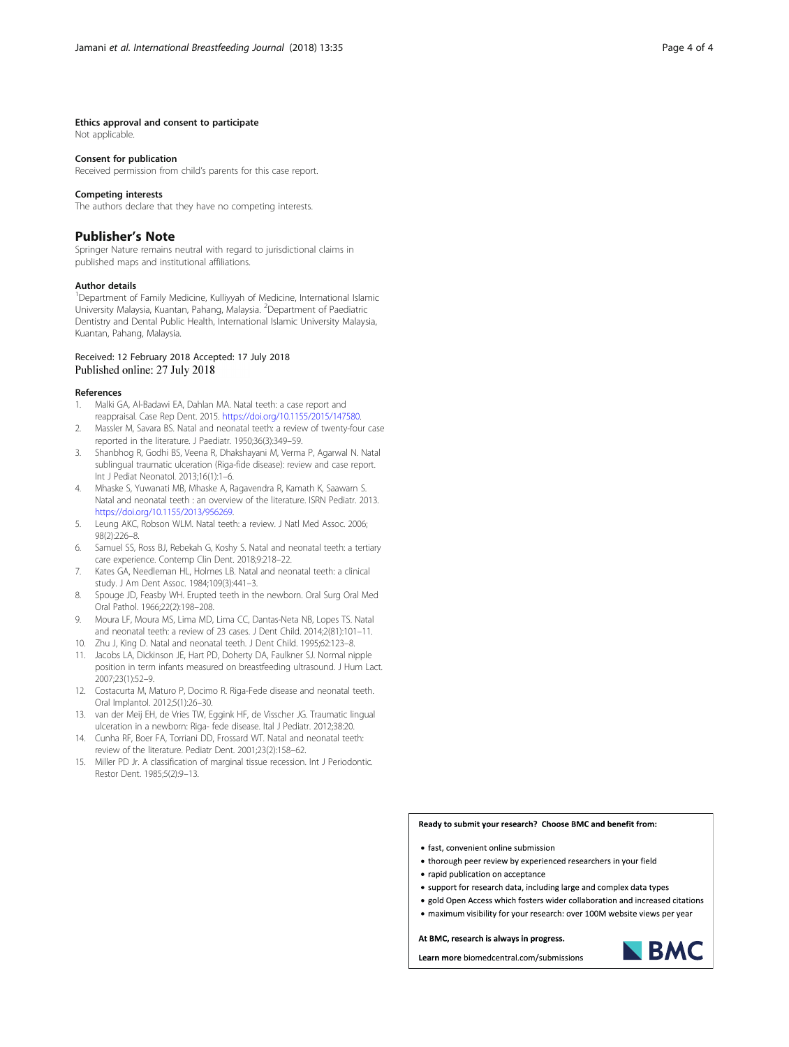#### Ethics approval and consent to participate
Not applicable.

#### Consent for publication
Received permission from child's parents for this case report.

#### Competing interests
The authors declare that they have no competing interests.

### Publisher's Note
Springer Nature remains neutral with regard to jurisdictional claims in published maps and institutional affiliations.

#### Author details
[1]Department of Family Medicine, Kulliyyah of Medicine, International Islamic University Malaysia, Kuantan, Pahang, Malaysia. [2]Department of Paediatric Dentistry and Dental Public Health, International Islamic University Malaysia, Kuantan, Pahang, Malaysia.

Received: 12 February 2018 Accepted: 17 July 2018
Published online: 27 July 2018

#### References
1. Malki GA, Al-Badawi EA, Dahlan MA. Natal teeth: a case report and reappraisal. Case Rep Dent. 2015. https://doi.org/10.1155/2015/147580.
2. Massler M, Savara BS. Natal and neonatal teeth: a review of twenty-four case reported in the literature. J Paediatr. 1950;36(3):349–59.
3. Shanbhog R, Godhi BS, Veena R, Dhakshayani M, Verma P, Agarwal N. Natal sublingual traumatic ulceration (Riga-fide disease): review and case report. Int J Pediat Neonatol. 2013;16(1):1–6.
4. Mhaske S, Yuwanati MB, Mhaske A, Ragavendra R, Kamath K, Saawarn S. Natal and neonatal teeth : an overview of the literature. ISRN Pediatr. 2013. https://doi.org/10.1155/2013/956269.
5. Leung AKC, Robson WLM. Natal teeth: a review. J Natl Med Assoc. 2006; 98(2):226–8.
6. Samuel SS, Ross BJ, Rebekah G, Koshy S. Natal and neonatal teeth: a tertiary care experience. Contemp Clin Dent. 2018;9:218–22.
7. Kates GA, Needleman HL, Holmes LB. Natal and neonatal teeth: a clinical study. J Am Dent Assoc. 1984;109(3):441–3.
8. Spouge JD, Feasby WH. Erupted teeth in the newborn. Oral Surg Oral Med Oral Pathol. 1966;22(2):198–208.
9. Moura LF, Moura MS, Lima MD, Lima CC, Dantas-Neta NB, Lopes TS. Natal and neonatal teeth: a review of 23 cases. J Dent Child. 2014;2(81):101–11.
10. Zhu J, King D. Natal and neonatal teeth. J Dent Child. 1995;62:123–8.
11. Jacobs LA, Dickinson JE, Hart PD, Doherty DA, Faulkner SJ. Normal nipple position in term infants measured on breastfeeding ultrasound. J Hum Lact. 2007;23(1):52–9.
12. Costacurta M, Maturo P, Docimo R. Riga-Fede disease and neonatal teeth. Oral Implantol. 2012;5(1):26–30.
13. van der Meij EH, de Vries TW, Eggink HF, de Visscher JG. Traumatic lingual ulceration in a newborn: Riga- fede disease. Ital J Pediatr. 2012;38:20.
14. Cunha RF, Boer FA, Torriani DD, Frossard WT. Natal and neonatal teeth: review of the literature. Pediatr Dent. 2001;23(2):158–62.
15. Miller PD Jr. A classification of marginal tissue recession. Int J Periodontic. Restor Dent. 1985;5(2):9–13.

**Ready to submit your research? Choose BMC and benefit from:**

- fast, convenient online submission
- thorough peer review by experienced researchers in your field
- rapid publication on acceptance
- support for research data, including large and complex data types
- gold Open Access which fosters wider collaboration and increased citations
- maximum visibility for your research: over 100M website views per year

**At BMC, research is always in progress.**

**Learn more** biomedcentral.com/submissions

BMC